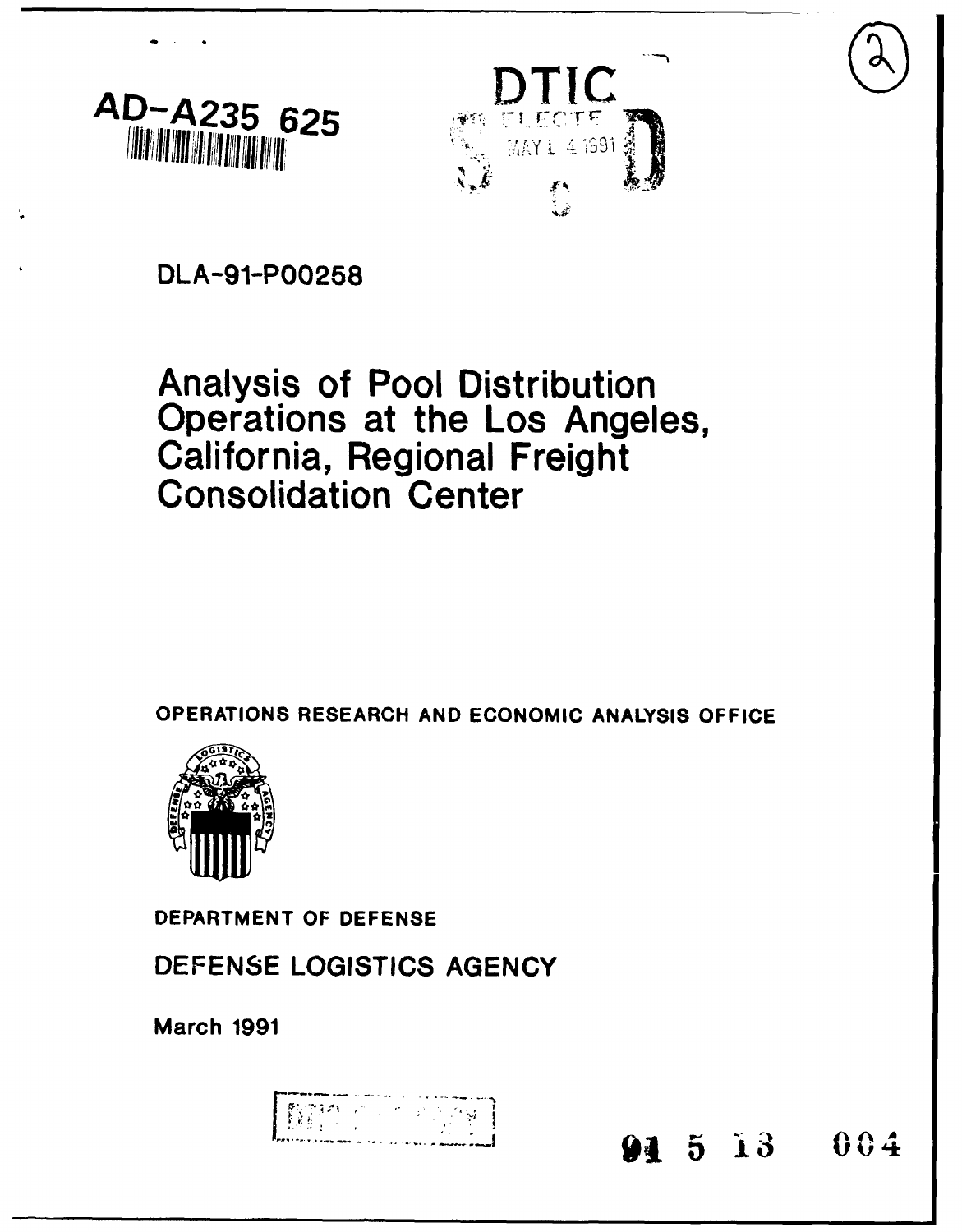AD-A235 625

DTIC
ELECTE
MAY 1 4 1991

DLA-91-P00258

# Analysis of Pool Distribution Operations at the Los Angeles, California, Regional Freight Consolidation Center

OPERATIONS RESEARCH AND ECONOMIC ANALYSIS OFFICE

DEPARTMENT OF DEFENSE

DEFENSE LOGISTICS AGENCY

March 1991

91 5 13 004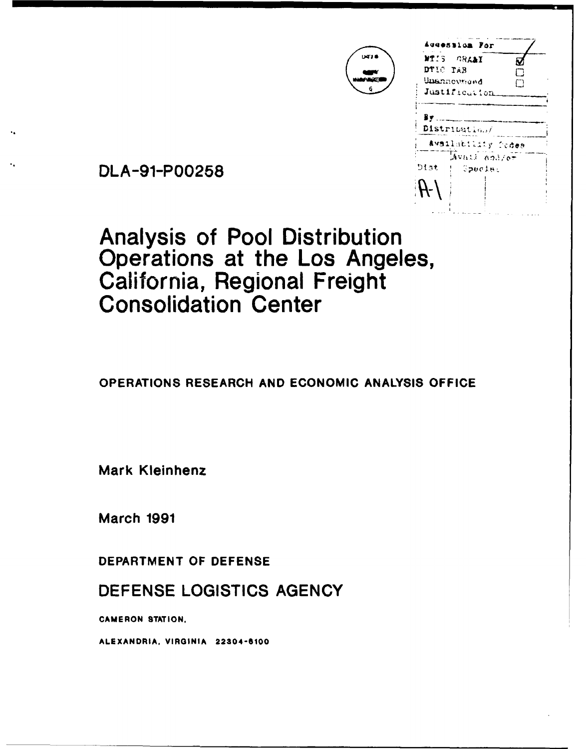DLA-91-P00258

# Analysis of Pool Distribution Operations at the Los Angeles, California, Regional Freight Consolidation Center

**OPERATIONS RESEARCH AND ECONOMIC ANALYSIS OFFICE**

Mark Kleinhenz

March 1991

DEPARTMENT OF DEFENSE

## DEFENSE LOGISTICS AGENCY

CAMERON STATION,

ALEXANDRIA, VIRGINIA 22304-6100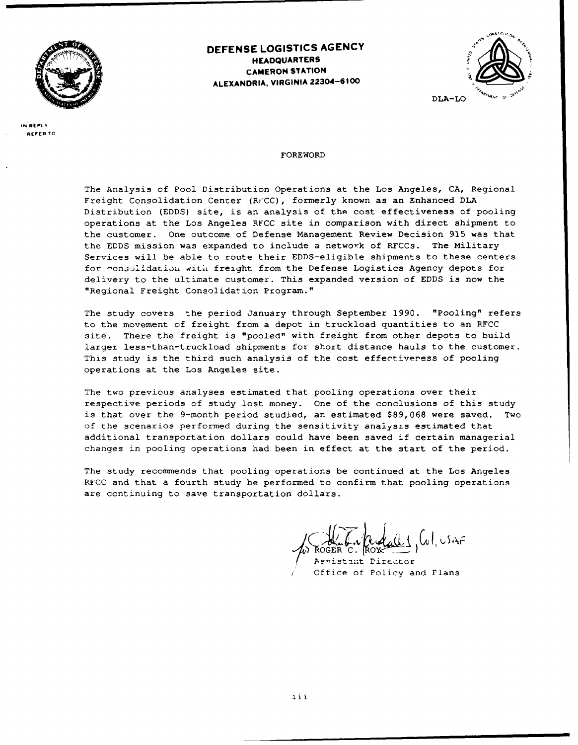**DEFENSE LOGISTICS AGENCY**
**HEADQUARTERS**
**CAMERON STATION**
**ALEXANDRIA, VIRGINIA 22304-6100**

IN REPLY REFER TO

DLA-LO

FOREWORD

The Analysis of Pool Distribution Operations at the Los Angeles, CA, Regional Freight Consolidation Center (RFCC), formerly known as an Enhanced DLA Distribution (EDDS) site, is an analysis of the cost effectiveness of pooling operations at the Los Angeles RFCC site in comparison with direct shipment to the customer. One outcome of Defense Management Review Decision 915 was that the EDDS mission was expanded to include a network of RFCCs. The Military Services will be able to route their EDDS-eligible shipments to these centers for consolidation with freight from the Defense Logistics Agency depots for delivery to the ultimate customer. This expanded version of EDDS is now the "Regional Freight Consolidation Program."

The study covers the period January through September 1990. "Pooling" refers to the movement of freight from a depot in truckload quantities to an RFCC site. There the freight is "pooled" with freight from other depots to build larger less-than-truckload shipments for short distance hauls to the customer. This study is the third such analysis of the cost effectiveness of pooling operations at the Los Angeles site.

The two previous analyses estimated that pooling operations over their respective periods of study lost money. One of the conclusions of this study is that over the 9-month period studied, an estimated $89,068 were saved. Two of the scenarios performed during the sensitivity analysis estimated that additional transportation dollars could have been saved if certain managerial changes in pooling operations had been in effect at the start of the period.

The study recommends that pooling operations be continued at the Los Angeles RFCC and that a fourth study be performed to confirm that pooling operations are continuing to save transportation dollars.

for ROGER C. ROY, Col, USAF
Assistant Director
Office of Policy and Plans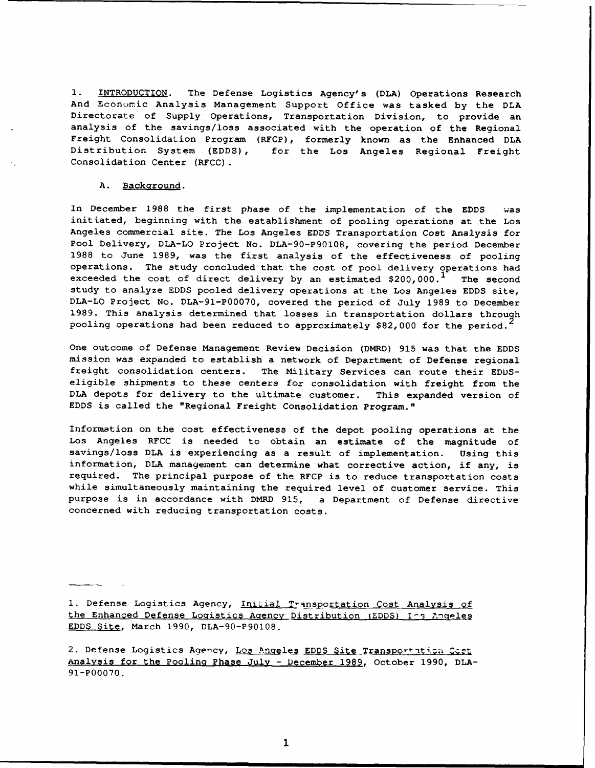1. <u>INTRODUCTION</u>. The Defense Logistics Agency's (DLA) Operations Research And Economic Analysis Management Support Office was tasked by the DLA Directorate of Supply Operations, Transportation Division, to provide an analysis of the savings/loss associated with the operation of the Regional Freight Consolidation Program (RFCP), formerly known as the Enhanced DLA Distribution System (EDDS), for the Los Angeles Regional Freight Consolidation Center (RFCC).

A. <u>Background</u>.

In December 1988 the first phase of the implementation of the EDDS was initiated, beginning with the establishment of pooling operations at the Los Angeles commercial site. The Los Angeles EDDS Transportation Cost Analysis for Pool Delivery, DLA-LO Project No. DLA-90-P90108, covering the period December 1988 to June 1989, was the first analysis of the effectiveness of pooling operations. The study concluded that the cost of pool delivery operations had exceeded the cost of direct delivery by an estimated $200,000.[1] The second study to analyze EDDS pooled delivery operations at the Los Angeles EDDS site, DLA-LO Project No. DLA-91-P00070, covered the period of July 1989 to December 1989. This analysis determined that losses in transportation dollars through pooling operations had been reduced to approximately $82,000 for the period.[2]

One outcome of Defense Management Review Decision (DMRD) 915 was that the EDDS mission was expanded to establish a network of Department of Defense regional freight consolidation centers. The Military Services can route their EDDS-eligible shipments to these centers for consolidation with freight from the DLA depots for delivery to the ultimate customer. This expanded version of EDDS is called the "Regional Freight Consolidation Program."

Information on the cost effectiveness of the depot pooling operations at the Los Angeles RFCC is needed to obtain an estimate of the magnitude of savings/loss DLA is experiencing as a result of implementation. Using this information, DLA management can determine what corrective action, if any, is required. The principal purpose of the RFCP is to reduce transportation costs while simultaneously maintaining the required level of customer service. This purpose is in accordance with DMRD 915, a Department of Defense directive concerned with reducing transportation costs.

---

1. Defense Logistics Agency, <u>Initial Transportation Cost Analysis of the Enhanced Defense Logistics Agency Distribution (EDDS) Los Angeles EDDS Site</u>, March 1990, DLA-90-P90108.

2. Defense Logistics Agency, <u>Los Angeles EDDS Site Transportation Cost Analysis for the Pooling Phase July - December 1989</u>, October 1990, DLA-91-P00070.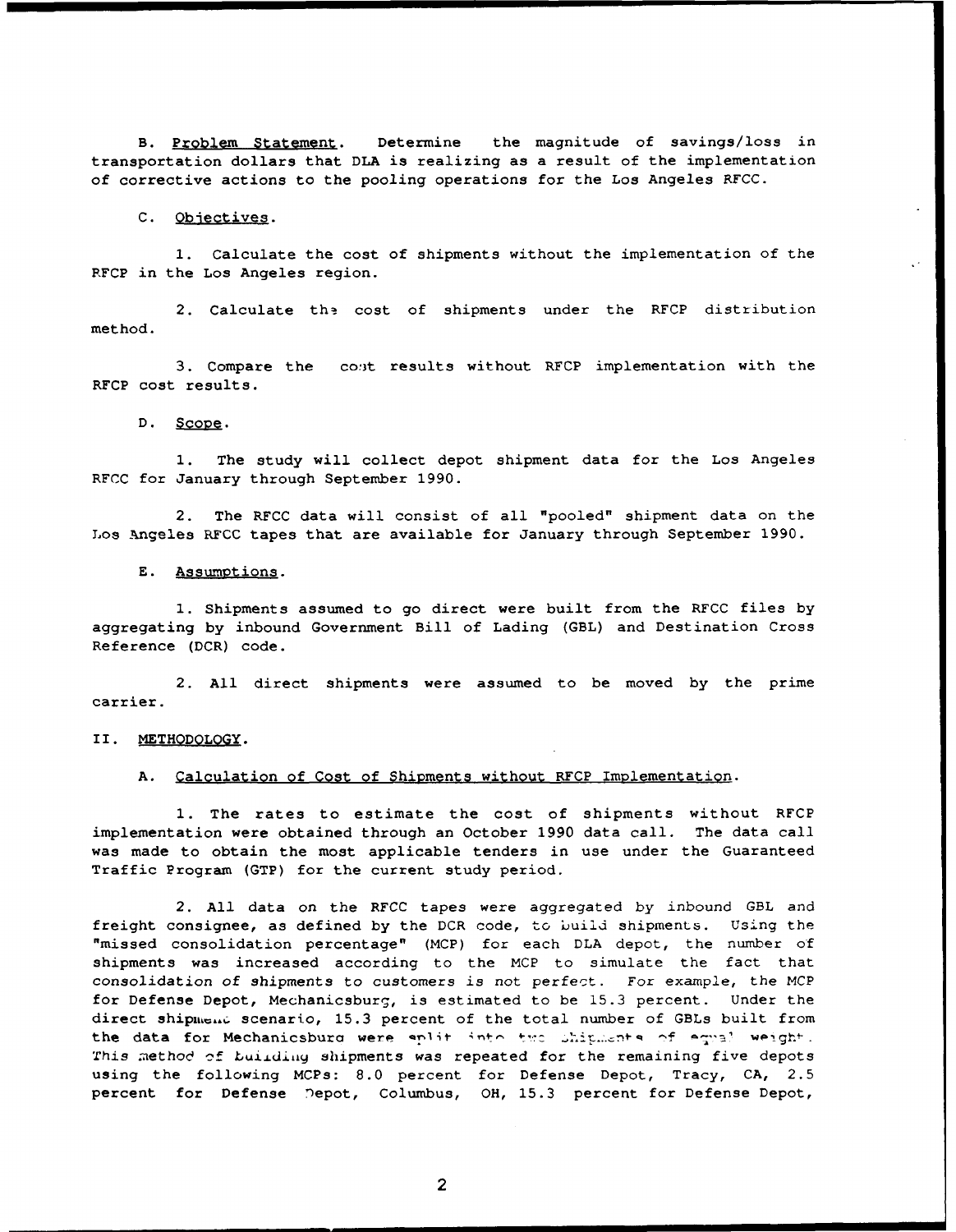B. Problem Statement. Determine the magnitude of savings/loss in transportation dollars that DLA is realizing as a result of the implementation of corrective actions to the pooling operations for the Los Angeles RFCC.

C. Objectives.

1. Calculate the cost of shipments without the implementation of the RFCP in the Los Angeles region.

2. Calculate the cost of shipments under the RFCP distribution method.

3. Compare the cost results without RFCP implementation with the RFCP cost results.

D. Scope.

1. The study will collect depot shipment data for the Los Angeles RFCC for January through September 1990.

2. The RFCC data will consist of all "pooled" shipment data on the Los Angeles RFCC tapes that are available for January through September 1990.

E. Assumptions.

1. Shipments assumed to go direct were built from the RFCC files by aggregating by inbound Government Bill of Lading (GBL) and Destination Cross Reference (DCR) code.

2. All direct shipments were assumed to be moved by the prime carrier.

II. METHODOLOGY.

A. Calculation of Cost of Shipments without RFCP Implementation.

1. The rates to estimate the cost of shipments without RFCP implementation were obtained through an October 1990 data call. The data call was made to obtain the most applicable tenders in use under the Guaranteed Traffic Program (GTP) for the current study period.

2. All data on the RFCC tapes were aggregated by inbound GBL and freight consignee, as defined by the DCR code, to build shipments. Using the "missed consolidation percentage" (MCP) for each DLA depot, the number of shipments was increased according to the MCP to simulate the fact that consolidation of shipments to customers is not perfect. For example, the MCP for Defense Depot, Mechanicsburg, is estimated to be 15.3 percent. Under the direct shipment scenario, 15.3 percent of the total number of GBLs built from the data for Mechanicsburg were split into two shipments of equal weight. This method of building shipments was repeated for the remaining five depots using the following MCPs: 8.0 percent for Defense Depot, Tracy, CA, 2.5 percent for Defense Depot, Columbus, OH, 15.3 percent for Defense Depot,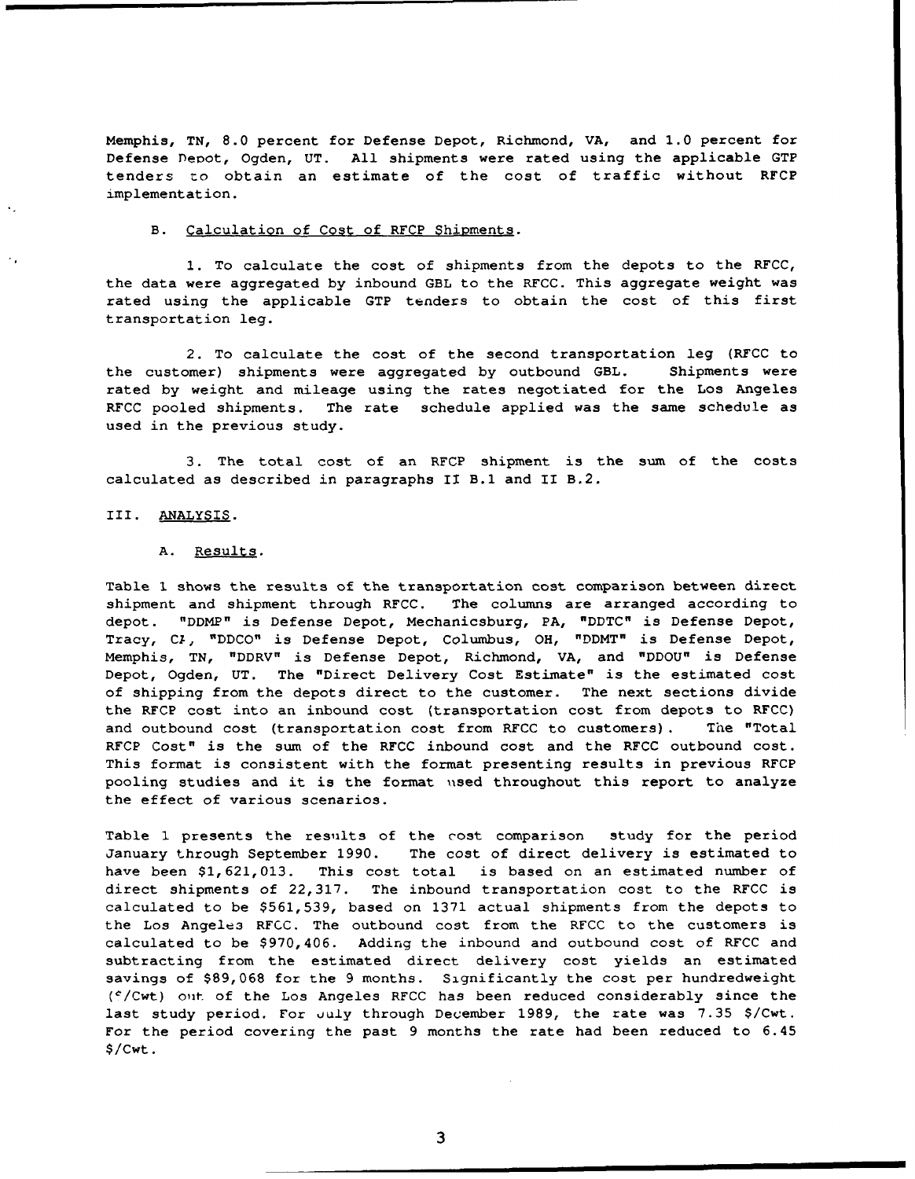Memphis, TN, 8.0 percent for Defense Depot, Richmond, VA, and 1.0 percent for Defense Depot, Ogden, UT. All shipments were rated using the applicable GTP tenders to obtain an estimate of the cost of traffic without RFCP implementation.

B. Calculation of Cost of RFCP Shipments.

1. To calculate the cost of shipments from the depots to the RFCC, the data were aggregated by inbound GBL to the RFCC. This aggregate weight was rated using the applicable GTP tenders to obtain the cost of this first transportation leg.

2. To calculate the cost of the second transportation leg (RFCC to the customer) shipments were aggregated by outbound GBL. Shipments were rated by weight and mileage using the rates negotiated for the Los Angeles RFCC pooled shipments. The rate schedule applied was the same schedule as used in the previous study.

3. The total cost of an RFCP shipment is the sum of the costs calculated as described in paragraphs II B.1 and II B.2.

## III. ANALYSIS.

A. Results.

Table 1 shows the results of the transportation cost comparison between direct shipment and shipment through RFCC. The columns are arranged according to depot. "DDMP" is Defense Depot, Mechanicsburg, PA, "DDTC" is Defense Depot, Tracy, CA, "DDCO" is Defense Depot, Columbus, OH, "DDMT" is Defense Depot, Memphis, TN, "DDRV" is Defense Depot, Richmond, VA, and "DDOU" is Defense Depot, Ogden, UT. The "Direct Delivery Cost Estimate" is the estimated cost of shipping from the depots direct to the customer. The next sections divide the RFCP cost into an inbound cost (transportation cost from depots to RFCC) and outbound cost (transportation cost from RFCC to customers). The "Total RFCP Cost" is the sum of the RFCC inbound cost and the RFCC outbound cost. This format is consistent with the format presenting results in previous RFCP pooling studies and it is the format used throughout this report to analyze the effect of various scenarios.

Table 1 presents the results of the cost comparison study for the period January through September 1990. The cost of direct delivery is estimated to have been $1,621,013. This cost total is based on an estimated number of direct shipments of 22,317. The inbound transportation cost to the RFCC is calculated to be $561,539, based on 1371 actual shipments from the depots to the Los Angeles RFCC. The outbound cost from the RFCC to the customers is calculated to be $970,406. Adding the inbound and outbound cost of RFCC and subtracting from the estimated direct delivery cost yields an estimated savings of $89,068 for the 9 months. Significantly the cost per hundredweight (¢/Cwt) out of the Los Angeles RFCC has been reduced considerably since the last study period. For July through December 1989, the rate was 7.35 $/Cwt. For the period covering the past 9 months the rate had been reduced to 6.45 $/Cwt.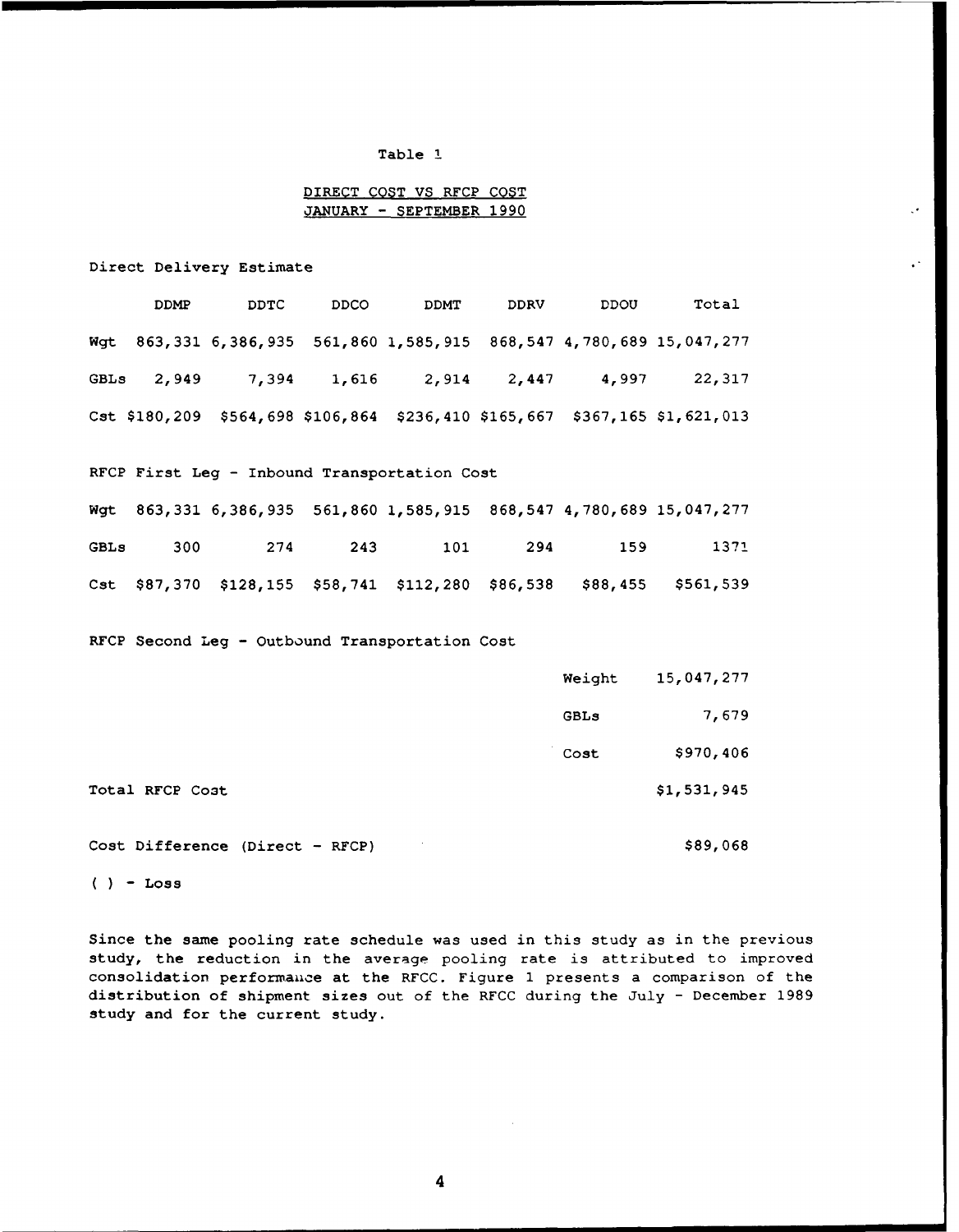Table 1

DIRECT COST VS RFCP COST
JANUARY - SEPTEMBER 1990

Direct Delivery Estimate

| | DDMP | DDTC | DDCO | DDMT | DDRV | DDOU | Total |
|---|---|---|---|---|---|---|---|
| Wgt | 863,331 | 6,386,935 | 561,860 | 1,585,915 | 868,547 | 4,780,689 | 15,047,277 |
| GBLs | 2,949 | 7,394 | 1,616 | 2,914 | 2,447 | 4,997 | 22,317 |
| Cst | $180,209 | $564,698 | $106,864 | $236,410 | $165,667 | $367,165 | $1,621,013 |

RFCP First Leg - Inbound Transportation Cost

| | DDMP | DDTC | DDCO | DDMT | DDRV | DDOU | Total |
|---|---|---|---|---|---|---|---|
| Wgt | 863,331 | 6,386,935 | 561,860 | 1,585,915 | 868,547 | 4,780,689 | 15,047,277 |
| GBLs | 300 | 274 | 243 | 101 | 294 | 159 | 1371 |
| Cst | $87,370 | $128,155 | $58,741 | $112,280 | $86,538 | $88,455 | $561,539 |

RFCP Second Leg - Outbound Transportation Cost

| | |
|---|---|
| Weight | 15,047,277 |
| GBLs | 7,679 |
| Cost | $970,406 |

Total RFCP Cost $1,531,945

Cost Difference (Direct - RFCP) $89,068

( ) - Loss

Since the same pooling rate schedule was used in this study as in the previous study, the reduction in the average pooling rate is attributed to improved consolidation performance at the RFCC. Figure 1 presents a comparison of the distribution of shipment sizes out of the RFCC during the July - December 1989 study and for the current study.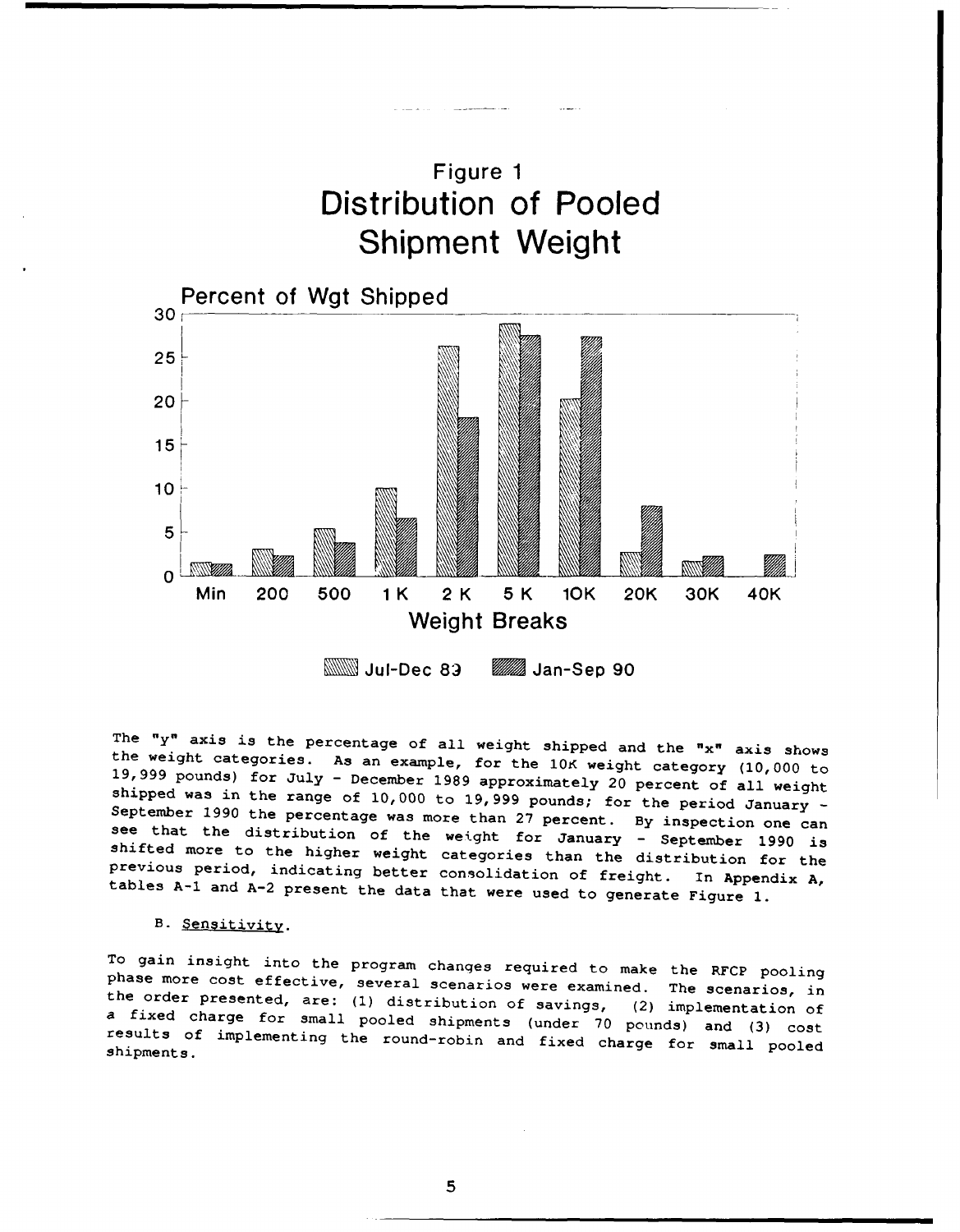Figure 1
Distribution of Pooled Shipment Weight

The "y" axis is the percentage of all weight shipped and the "x" axis shows the weight categories. As an example, for the 10K weight category (10,000 to 19,999 pounds) for July - December 1989 approximately 20 percent of all weight shipped was in the range of 10,000 to 19,999 pounds; for the period January - September 1990 the percentage was more than 27 percent. By inspection one can see that the distribution of the weight for January - September 1990 is shifted more to the higher weight categories than the distribution for the previous period, indicating better consolidation of freight. In Appendix A, tables A-1 and A-2 present the data that were used to generate Figure 1.

B. Sensitivity.

To gain insight into the program changes required to make the RFCP pooling phase more cost effective, several scenarios were examined. The scenarios, in the order presented, are: (1) distribution of savings, (2) implementation of a fixed charge for small pooled shipments (under 70 pounds) and (3) cost results of implementing the round-robin and fixed charge for small pooled shipments.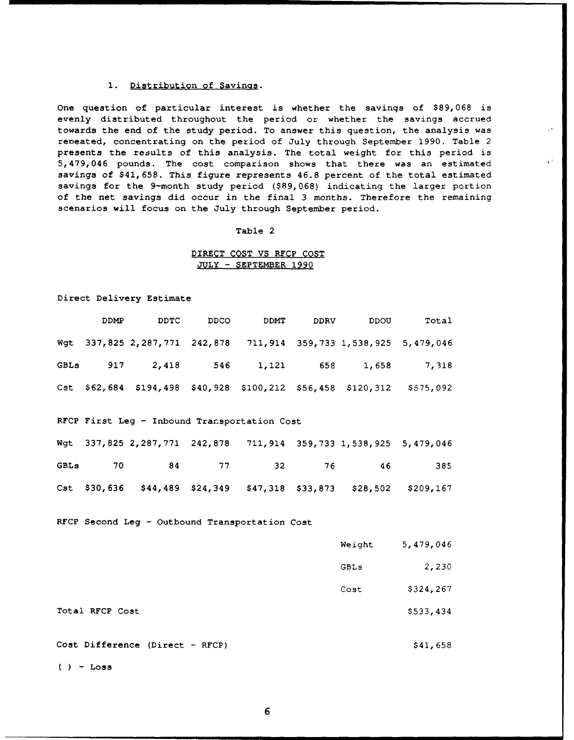1. Distribution of Savings.

One question of particular interest is whether the savings of $89,068 is evenly distributed throughout the period or whether the savings accrued towards the end of the study period. To answer this question, the analysis was repeated, concentrating on the period of July through September 1990. Table 2 presents the results of this analysis. The total weight for this period is 5,479,046 pounds. The cost comparison shows that there was an estimated savings of $41,658. This figure represents 46.8 percent of the total estimated savings for the 9-month study period ($89,068) indicating the larger portion of the net savings did occur in the final 3 months. Therefore the remaining scenarios will focus on the July through September period.

Table 2

DIRECT COST VS RFCP COST
JULY - SEPTEMBER 1990

Direct Delivery Estimate

| | DDMP | DDTC | DDCO | DDMT | DDRV | DDOU | Total |
|---|---|---|---|---|---|---|---|
| Wgt | 337,825 | 2,287,771 | 242,878 | 711,914 | 359,733 | 1,538,925 | 5,479,046 |
| GBLs | 917 | 2,418 | 546 | 1,121 | 658 | 1,658 | 7,318 |
| Cst | $62,684 | $194,498 | $40,928 | $100,212 | $56,458 | $120,312 | $575,092 |

RFCP First Leg - Inbound Transportation Cost

| | DDMP | DDTC | DDCO | DDMT | DDRV | DDOU | Total |
|---|---|---|---|---|---|---|---|
| Wgt | 337,825 | 2,287,771 | 242,878 | 711,914 | 359,733 | 1,538,925 | 5,479,046 |
| GBLs | 70 | 84 | 77 | 32 | 76 | 46 | 385 |
| Cst | $30,636 | $44,489 | $24,349 | $47,318 | $33,873 | $28,502 | $209,167 |

RFCP Second Leg - Outbound Transportation Cost

| | |
|---|---|
| Weight | 5,479,046 |
| GBLs | 2,230 |
| Cost | $324,267 |

Total RFCP Cost $533,434

Cost Difference (Direct - RFCP) $41,658

( ) - Loss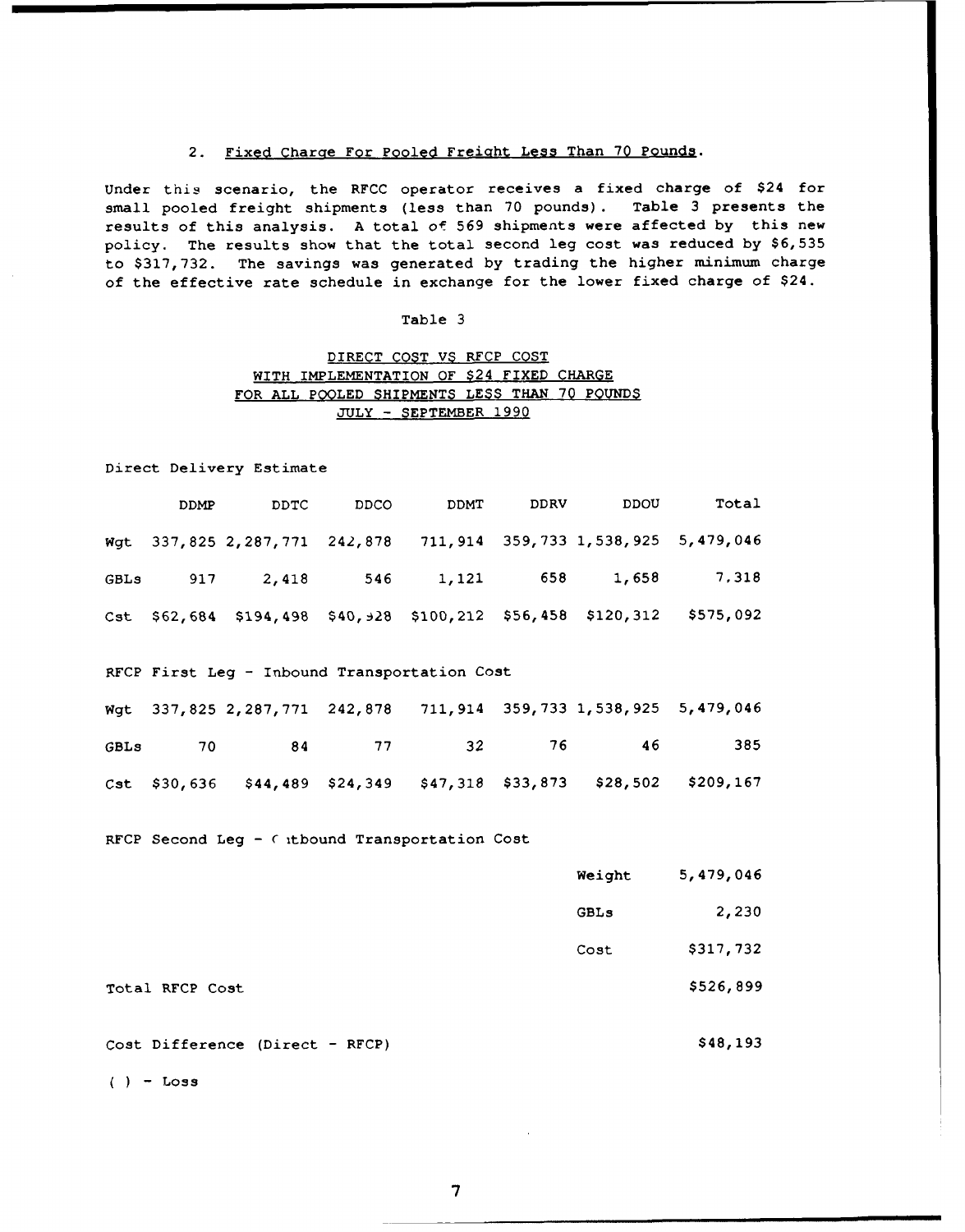### 2. Fixed Charge For Pooled Freight Less Than 70 Pounds.

Under this scenario, the RFCC operator receives a fixed charge of $24 for small pooled freight shipments (less than 70 pounds). Table 3 presents the results of this analysis. A total of 569 shipments were affected by this new policy. The results show that the total second leg cost was reduced by $6,535 to $317,732. The savings was generated by trading the higher minimum charge of the effective rate schedule in exchange for the lower fixed charge of $24.

Table 3

DIRECT COST VS RFCP COST
WITH IMPLEMENTATION OF $24 FIXED CHARGE
FOR ALL POOLED SHIPMENTS LESS THAN 70 POUNDS
JULY - SEPTEMBER 1990

Direct Delivery Estimate

| | DDMP | DDTC | DDCO | DDMT | DDRV | DDOU | Total |
|---|---|---|---|---|---|---|---|
| Wgt | 337,825 | 2,287,771 | 242,878 | 711,914 | 359,733 | 1,538,925 | 5,479,046 |
| GBLs | 917 | 2,418 | 546 | 1,121 | 658 | 1,658 | 7,318 |
| Cst | $62,684 | $194,498 | $40,928 | $100,212 | $56,458 | $120,312 | $575,092 |

RFCP First Leg - Inbound Transportation Cost

| | DDMP | DDTC | DDCO | DDMT | DDRV | DDOU | Total |
|---|---|---|---|---|---|---|---|
| Wgt | 337,825 | 2,287,771 | 242,878 | 711,914 | 359,733 | 1,538,925 | 5,479,046 |
| GBLs | 70 | 84 | 77 | 32 | 76 | 46 | 385 |
| Cst | $30,636 | $44,489 | $24,349 | $47,318 | $33,873 | $28,502 | $209,167 |

RFCP Second Leg - Outbound Transportation Cost

| | |
|---|---|
| Weight | 5,479,046 |
| GBLs | 2,230 |
| Cost | $317,732 |

Total RFCP Cost $526,899

Cost Difference (Direct - RFCP) $48,193

( ) - Loss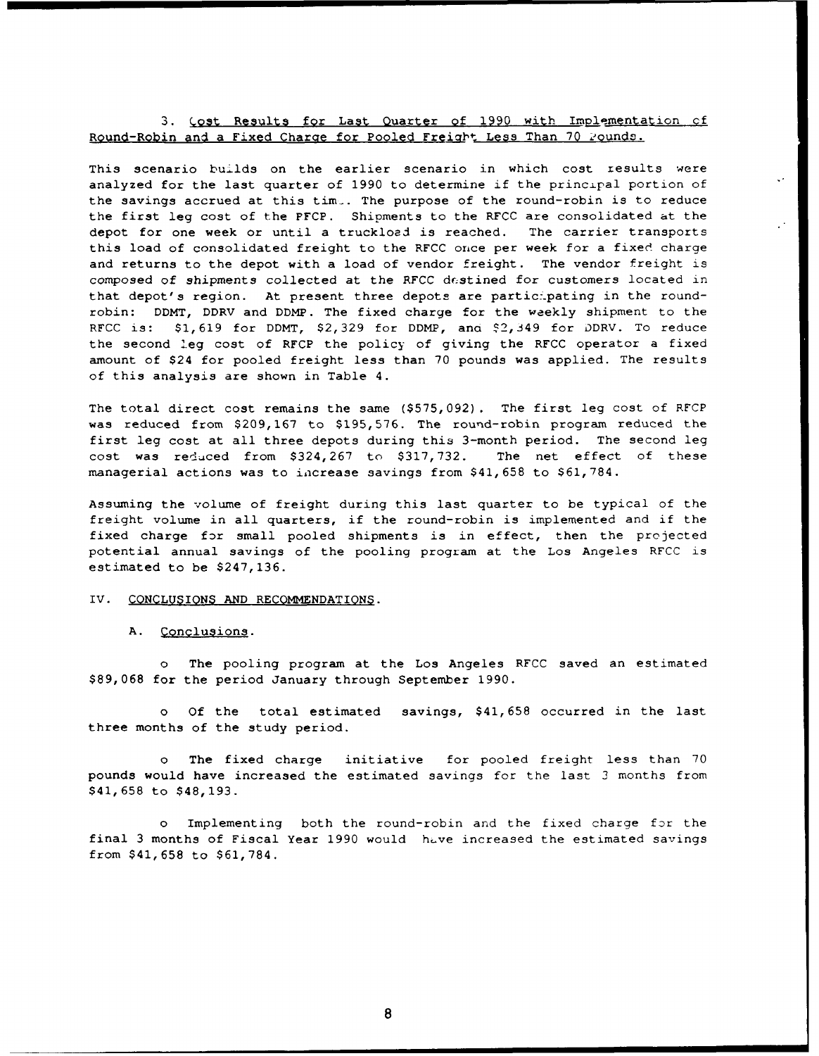3. Cost Results for Last Quarter of 1990 with Implementation of Round-Robin and a Fixed Charge for Pooled Freight Less Than 70 Pounds.

This scenario builds on the earlier scenario in which cost results were analyzed for the last quarter of 1990 to determine if the principal portion of the savings accrued at this time. The purpose of the round-robin is to reduce the first leg cost of the PFCP. Shipments to the RFCC are consolidated at the depot for one week or until a truckload is reached. The carrier transports this load of consolidated freight to the RFCC once per week for a fixed charge and returns to the depot with a load of vendor freight. The vendor freight is composed of shipments collected at the RFCC destined for customers located in that depot's region. At present three depots are participating in the round-robin: DDMT, DDRV and DDMP. The fixed charge for the weekly shipment to the RFCC is: $1,619 for DDMT, $2,329 for DDMP, and $2,349 for DDRV. To reduce the second leg cost of RFCP the policy of giving the RFCC operator a fixed amount of $24 for pooled freight less than 70 pounds was applied. The results of this analysis are shown in Table 4.

The total direct cost remains the same ($575,092). The first leg cost of RFCP was reduced from $209,167 to $195,576. The round-robin program reduced the first leg cost at all three depots during this 3-month period. The second leg cost was reduced from $324,267 to $317,732. The net effect of these managerial actions was to increase savings from $41,658 to $61,784.

Assuming the volume of freight during this last quarter to be typical of the freight volume in all quarters, if the round-robin is implemented and if the fixed charge for small pooled shipments is in effect, then the projected potential annual savings of the pooling program at the Los Angeles RFCC is estimated to be $247,136.

IV. CONCLUSIONS AND RECOMMENDATIONS.

A. Conclusions.

- The pooling program at the Los Angeles RFCC saved an estimated $89,068 for the period January through September 1990.

- Of the total estimated savings, $41,658 occurred in the last three months of the study period.

- The fixed charge initiative for pooled freight less than 70 pounds would have increased the estimated savings for the last 3 months from $41,658 to $48,193.

- Implementing both the round-robin and the fixed charge for the final 3 months of Fiscal Year 1990 would have increased the estimated savings from $41,658 to $61,784.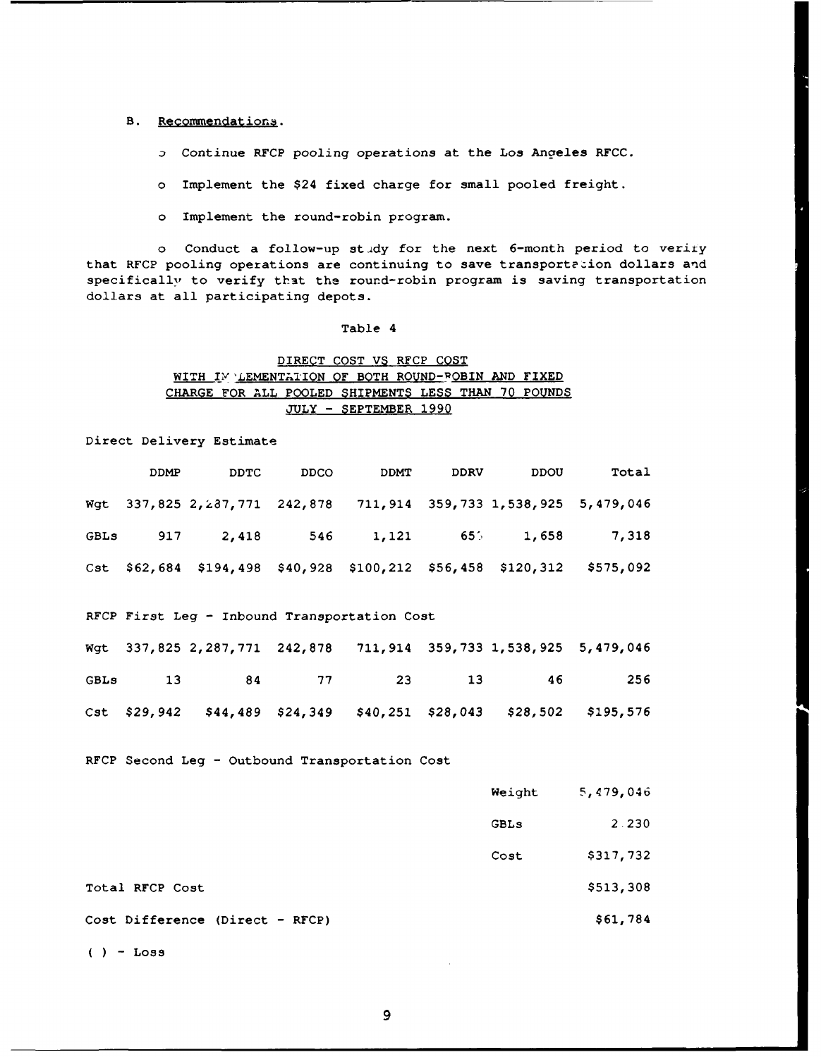B. Recommendations.

- Continue RFCP pooling operations at the Los Angeles RFCC.
- Implement the $24 fixed charge for small pooled freight.
- Implement the round-robin program.
- Conduct a follow-up study for the next 6-month period to verify that RFCP pooling operations are continuing to save transportation dollars and specifically to verify that the round-robin program is saving transportation dollars at all participating depots.

Table 4

DIRECT COST VS RFCP COST
WITH IMPLEMENTATION OF BOTH ROUND-ROBIN AND FIXED CHARGE FOR ALL POOLED SHIPMENTS LESS THAN 70 POUNDS
JULY - SEPTEMBER 1990

Direct Delivery Estimate

| | DDMP | DDTC | DDCO | DDMT | DDRV | DDOU | Total |
|---|---|---|---|---|---|---|---|
| Wgt | 337,825 | 2,287,771 | 242,878 | 711,914 | 359,733 | 1,538,925 | 5,479,046 |
| GBLs | 917 | 2,418 | 546 | 1,121 | 658 | 1,658 | 7,318 |
| Cst | $62,684 | $194,498 | $40,928 | $100,212 | $56,458 | $120,312 | $575,092 |

RFCP First Leg - Inbound Transportation Cost

| | DDMP | DDTC | DDCO | DDMT | DDRV | DDOU | Total |
|---|---|---|---|---|---|---|---|
| Wgt | 337,825 | 2,287,771 | 242,878 | 711,914 | 359,733 | 1,538,925 | 5,479,046 |
| GBLs | 13 | 84 | 77 | 23 | 13 | 46 | 256 |
| Cst | $29,942 | $44,489 | $24,349 | $40,251 | $28,043 | $28,502 | $195,576 |

RFCP Second Leg - Outbound Transportation Cost

| | |
|---|---|
| Weight | 5,479,046 |
| GBLs | 2,230 |
| Cost | $317,732 |

| | |
|---|---|
| Total RFCP Cost | $513,308 |
| Cost Difference (Direct - RFCP) | $61,784 |

( ) - Loss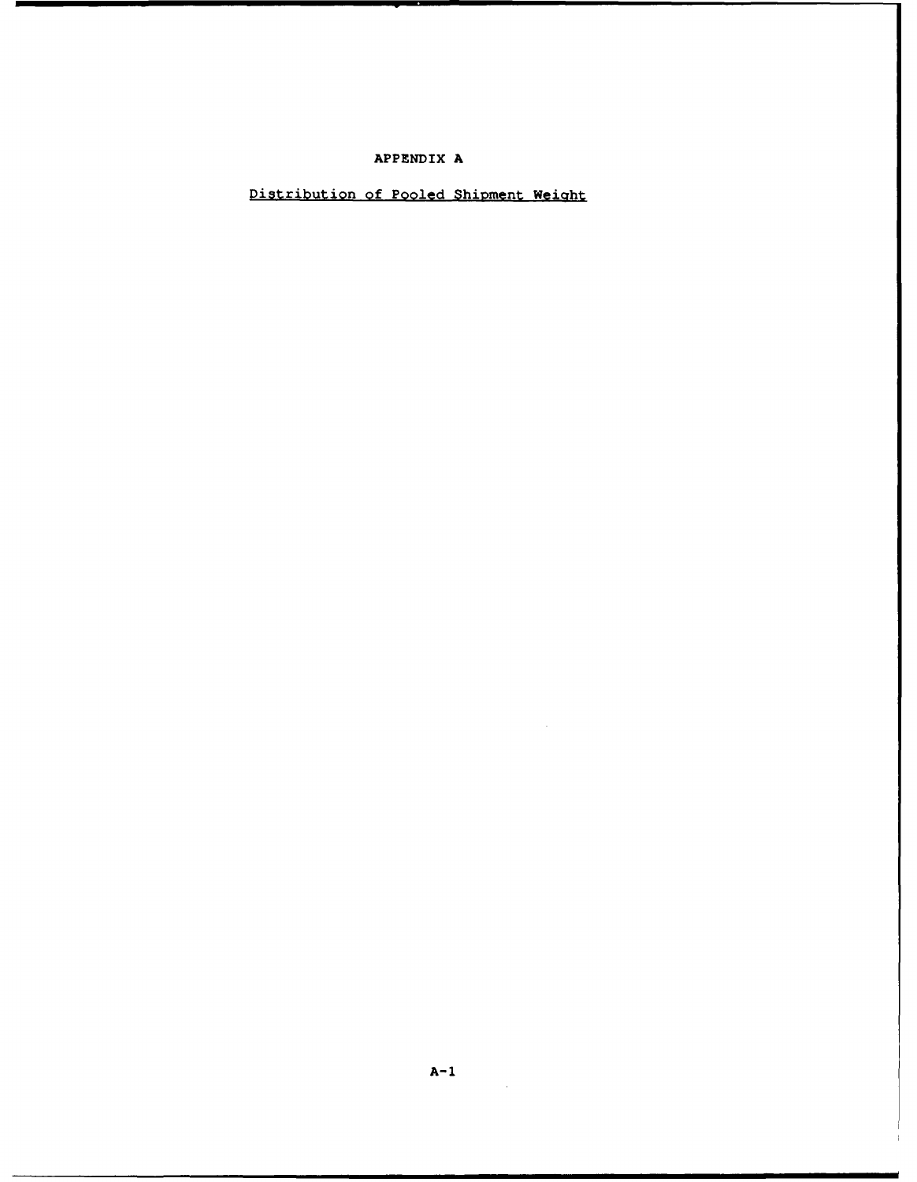# APPENDIX A

Distribution of Pooled Shipment Weight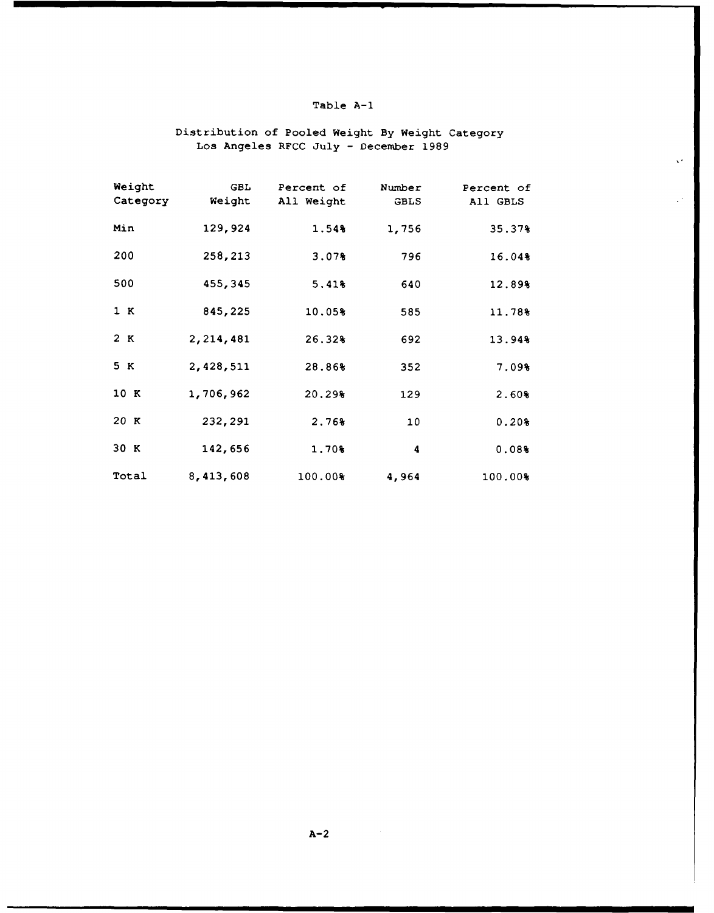Table A-1

Distribution of Pooled Weight By Weight Category
Los Angeles RFCC July - December 1989

| Weight Category | GBL Weight | Percent of All Weight | Number GBLS | Percent of All GBLS |
|---|---|---|---|---|
| Min | 129,924 | 1.54% | 1,756 | 35.37% |
| 200 | 258,213 | 3.07% | 796 | 16.04% |
| 500 | 455,345 | 5.41% | 640 | 12.89% |
| 1 K | 845,225 | 10.05% | 585 | 11.78% |
| 2 K | 2,214,481 | 26.32% | 692 | 13.94% |
| 5 K | 2,428,511 | 28.86% | 352 | 7.09% |
| 10 K | 1,706,962 | 20.29% | 129 | 2.60% |
| 20 K | 232,291 | 2.76% | 10 | 0.20% |
| 30 K | 142,656 | 1.70% | 4 | 0.08% |
| Total | 8,413,608 | 100.00% | 4,964 | 100.00% |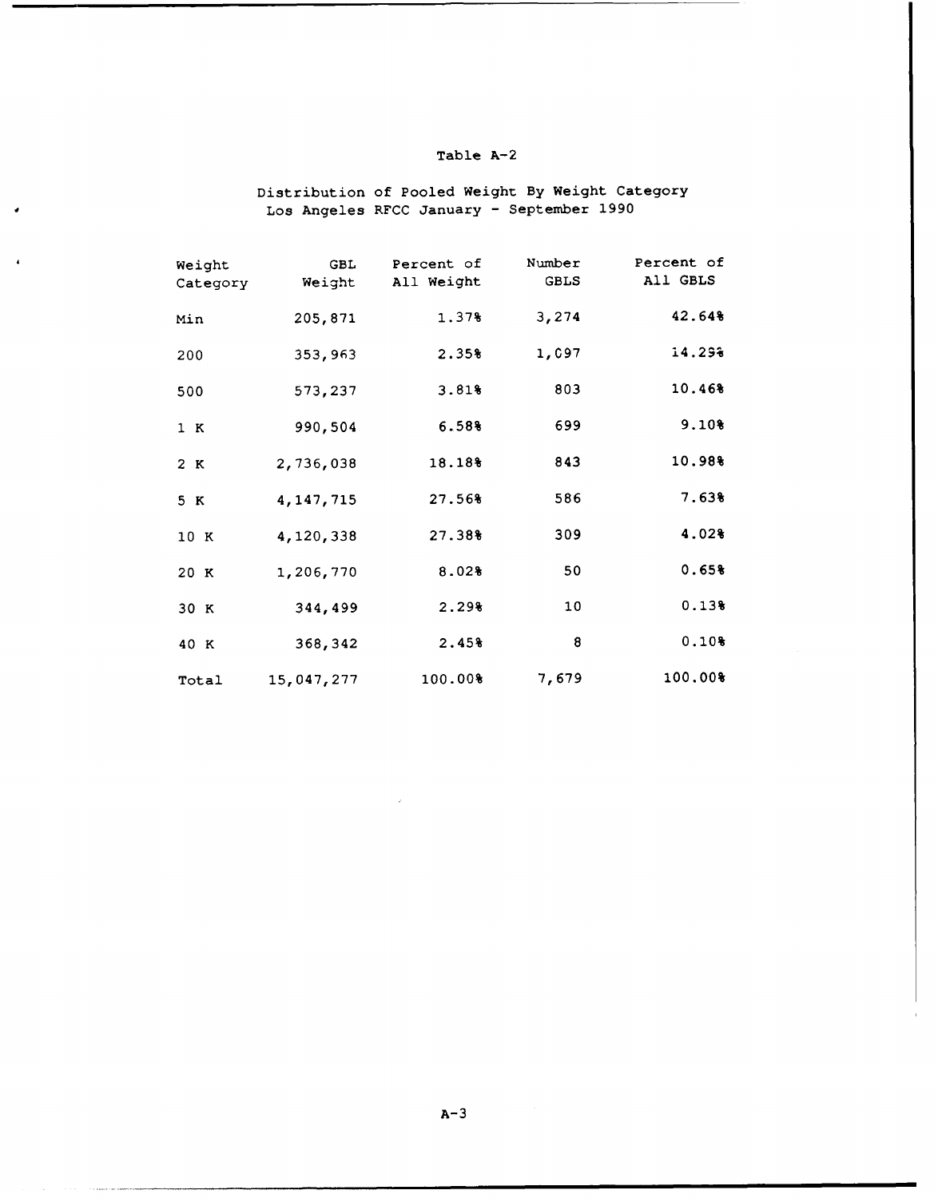Table A-2

Distribution of Pooled Weight By Weight Category
Los Angeles RFCC January - September 1990

| Weight Category | GBL Weight | Percent of All Weight | Number GBLS | Percent of All GBLS |
|---|---|---|---|---|
| Min | 205,871 | 1.37% | 3,274 | 42.64% |
| 200 | 353,963 | 2.35% | 1,097 | 14.29% |
| 500 | 573,237 | 3.81% | 803 | 10.46% |
| 1 K | 990,504 | 6.58% | 699 | 9.10% |
| 2 K | 2,736,038 | 18.18% | 843 | 10.98% |
| 5 K | 4,147,715 | 27.56% | 586 | 7.63% |
| 10 K | 4,120,338 | 27.38% | 309 | 4.02% |
| 20 K | 1,206,770 | 8.02% | 50 | 0.65% |
| 30 K | 344,499 | 2.29% | 10 | 0.13% |
| 40 K | 368,342 | 2.45% | 8 | 0.10% |
| Total | 15,047,277 | 100.00% | 7,679 | 100.00% |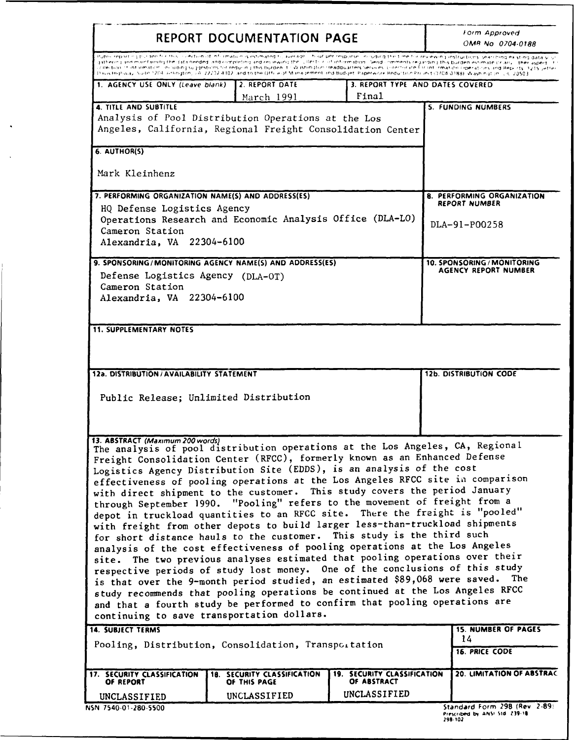# REPORT DOCUMENTATION PAGE

Form Approved
OMB No 0704-0188

Public reporting burden for this collection of information is estimated to average 1 hour per response, including the time for reviewing instructions, searching existing data sources, gathering and maintaining the data needed, and completing and reviewing the collection of information. Send comments regarding this burden estimate or any other aspect of this collection of information, including suggestions for reducing this burden, to Washington Headquarters Services, Directorate for Information Operations and Reports, 1215 Jefferson Davis Highway, Suite 1204, Arlington, VA 22202-4302, and to the Office of Management and Budget, Paperwork Reduction Project (0704-0188), Washington, DC 20503.

| 1. AGENCY USE ONLY (Leave blank) | 2. REPORT DATE | 3. REPORT TYPE AND DATES COVERED |
|---|---|---|
| | March 1991 | Final |

**4. TITLE AND SUBTITLE**
Analysis of Pool Distribution Operations at the Los Angeles, California, Regional Freight Consolidation Center

**5. FUNDING NUMBERS**

**6. AUTHOR(S)**
Mark Kleinhenz

**7. PERFORMING ORGANIZATION NAME(S) AND ADDRESS(ES)**
HQ Defense Logistics Agency
Operations Research and Economic Analysis Office (DLA-LO)
Cameron Station
Alexandria, VA 22304-6100

**8. PERFORMING ORGANIZATION REPORT NUMBER**
DLA-91-P00258

**9. SPONSORING/MONITORING AGENCY NAME(S) AND ADDRESS(ES)**
Defense Logistics Agency (DLA-OT)
Cameron Station
Alexandria, VA 22304-6100

**10. SPONSORING/MONITORING AGENCY REPORT NUMBER**

**11. SUPPLEMENTARY NOTES**

**12a. DISTRIBUTION/AVAILABILITY STATEMENT**
Public Release; Unlimited Distribution

**12b. DISTRIBUTION CODE**

**13. ABSTRACT (Maximum 200 words)**
The analysis of pool distribution operations at the Los Angeles, CA, Regional Freight Consolidation Center (RFCC), formerly known as an Enhanced Defense Logistics Agency Distribution Site (EDDS), is an analysis of the cost effectiveness of pooling operations at the Los Angeles RFCC site in comparison with direct shipment to the customer. This study covers the period January through September 1990. "Pooling" refers to the movement of freight from a depot in truckload quantities to an RFCC site. There the freight is "pooled" with freight from other depots to build larger less-than-truckload shipments for short distance hauls to the customer. This study is the third such analysis of the cost effectiveness of pooling operations at the Los Angeles site. The two previous analyses estimated that pooling operations over their respective periods of study lost money. One of the conclusions of this study is that over the 9-month period studied, an estimated $89,068 were saved. The study recommends that pooling operations be continued at the Los Angeles RFCC and that a fourth study be performed to confirm that pooling operations are continuing to save transportation dollars.

**14. SUBJECT TERMS**
Pooling, Distribution, Consolidation, Transportation

**15. NUMBER OF PAGES**
14

**16. PRICE CODE**

| 17. SECURITY CLASSIFICATION OF REPORT | 18. SECURITY CLASSIFICATION OF THIS PAGE | 19. SECURITY CLASSIFICATION OF ABSTRACT | 20. LIMITATION OF ABSTRACT |
|---|---|---|---|
| UNCLASSIFIED | UNCLASSIFIED | UNCLASSIFIED | |

NSN 7540-01-280-5500

Standard Form 298 (Rev 2-89)
Prescribed by ANSI Std Z39-18
298-102